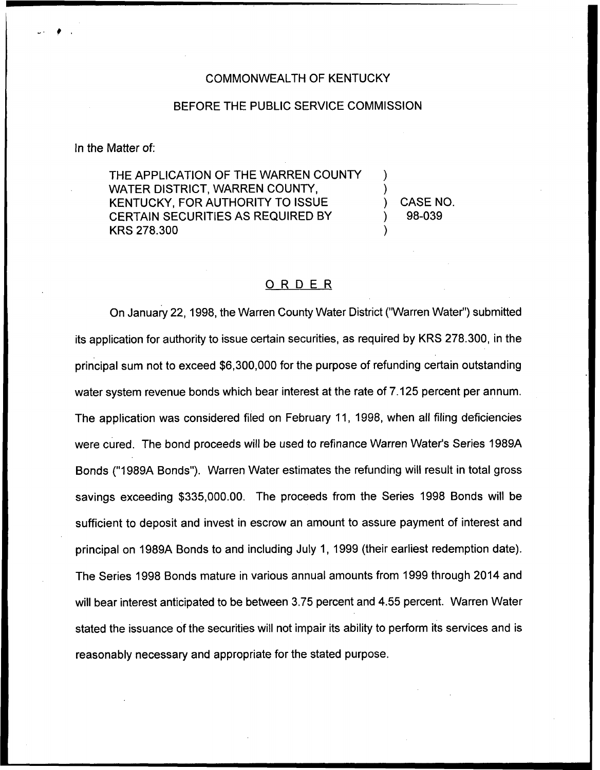COMMONWEALTH OF KENTUCKY

BEFORE THE PUBLIC SERVICE COMMISSION

In the Matter of:

THE APPLICATION OF THE WARREN COUNTY WATER DISTRICT, WARREN COUNTY, KENTUCKY, FOR AUTHORITY TO ISSUE CERTAIN SECURITIES AS REQUIRED BY KRS 278.300 ) CASE NO. 98-039

## ORDER

On January 22, 1998, the Warren County Water District ("Warren Water") submitted its application for authority to issue certain securities, as required by KRS 278.300, in the principal sum not to exceed $6,300,000 for the purpose of refunding certain outstanding water system revenue bonds which bear interest at the rate of 7.125 percent per annum. The application was considered filed on February 11, 1998, when all filing deficiencies were cured. The bond proceeds will be used to refinance Warren Water's Series 1989A Bonds ("1989A Bonds"). Warren Water estimates the refunding will result in total gross savings exceeding $335,000.00. The proceeds from the Series 1998 Bonds will be sufficient to deposit and invest in escrow an amount to assure payment of interest and principal on 1989A Bonds to and including July 1, 1999 (their earliest redemption date). The Series 1998 Bonds mature in various annual amounts from 1999 through 2014 and will bear interest anticipated to be between 3.75 percent and 4.55 percent. Warren Water stated the issuance of the securities will not impair its ability to perform its services and is reasonably necessary and appropriate for the stated purpose.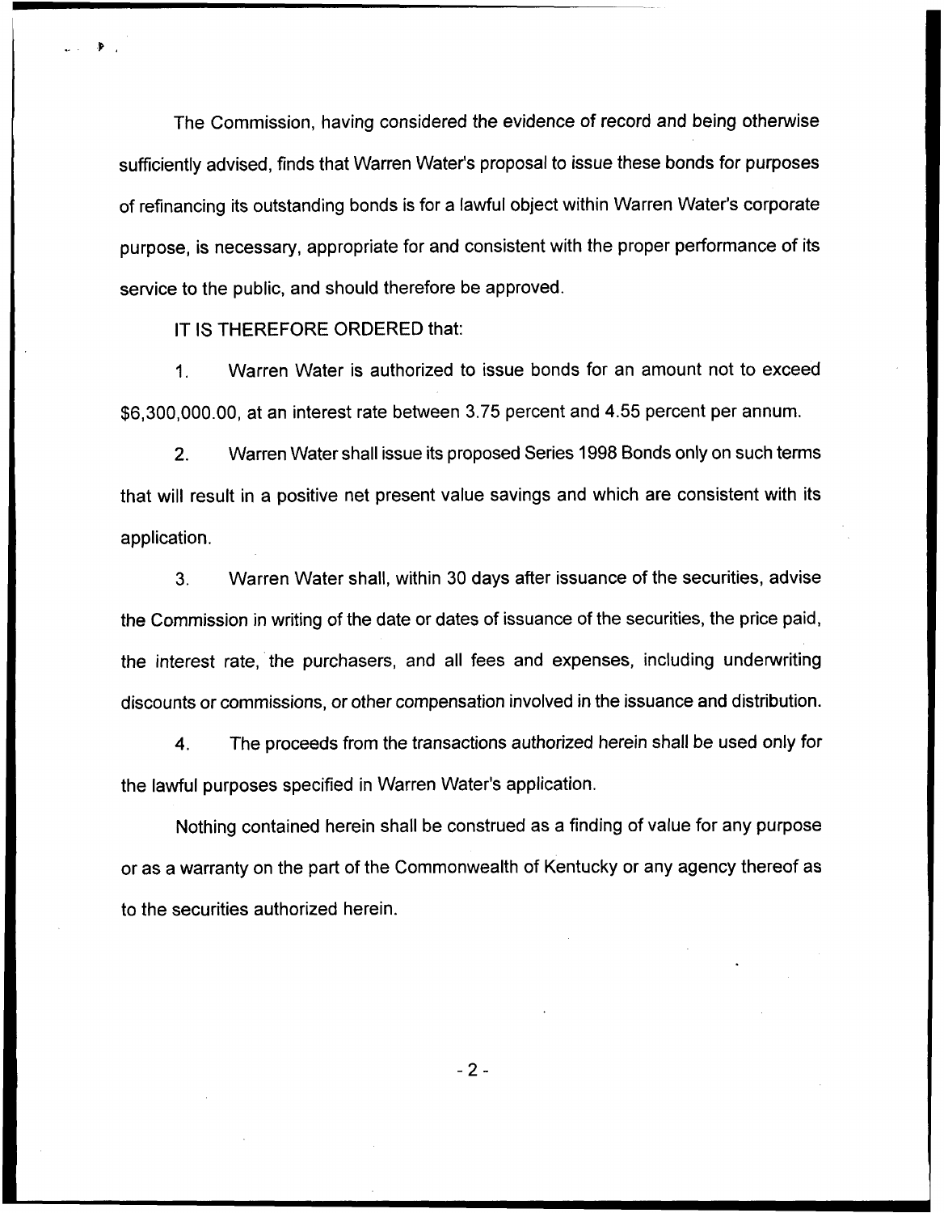The Commission, having considered the evidence of record and being otherwise sufficiently advised, finds that Warren Water's proposal to issue these bonds for purposes of refinancing its outstanding bonds is for a lawful object within Warren Water's corporate purpose, is necessary, appropriate for and consistent with the proper performance of its service to the public, and should therefore be approved.

IT IS THEREFORE ORDERED that:

1. Warren Water is authorized to issue bonds for an amount not to exceed $6,300,000.00, at an interest rate between 3.75 percent and 4.55 percent per annum.

2. Warren Water shall issue its proposed Series 1998 Bonds only on such terms that will result in a positive net present value savings and which are consistent with its application.

3. Warren Water shall, within 30 days after issuance of the securities, advise the Commission in writing of the date or dates of issuance of the securities, the price paid, the interest rate, the purchasers, and all fees and expenses, including underwriting discounts or commissions, or other compensation involved in the issuance and distribution.

4. The proceeds from the transactions authorized herein shall be used only for the lawful purposes specified in Warren Water's application.

Nothing contained herein shall be construed as a finding of value for any purpose or as a warranty on the part of the Commonwealth of Kentucky or any agency thereof as to the securities authorized herein.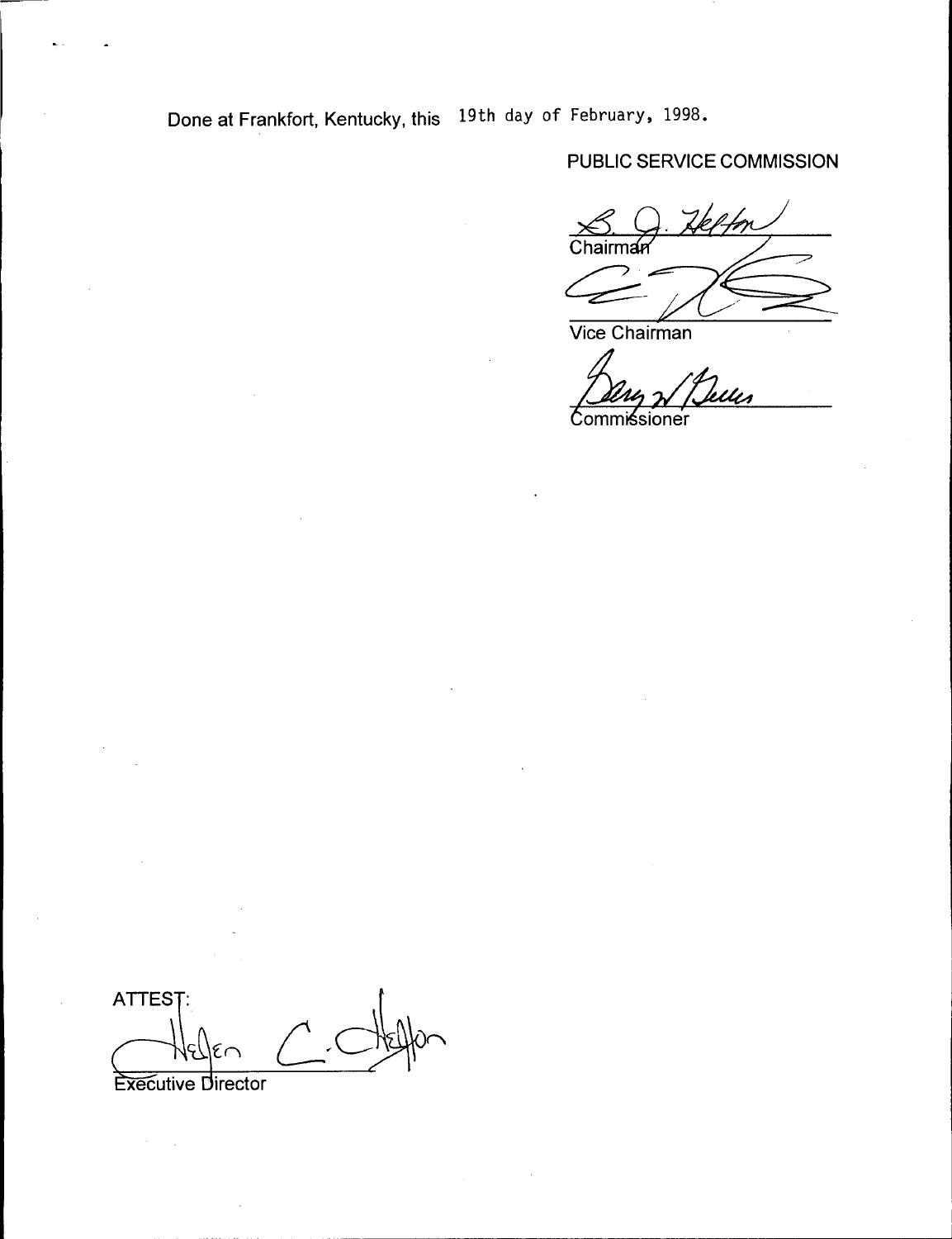Done at Frankfort, Kentucky, this 19th day of February, 1998.

PUBLIC SERVICE COMMISSION

Chairman

Vice Chairman

Commissioner

ATTEST:

Executive Director